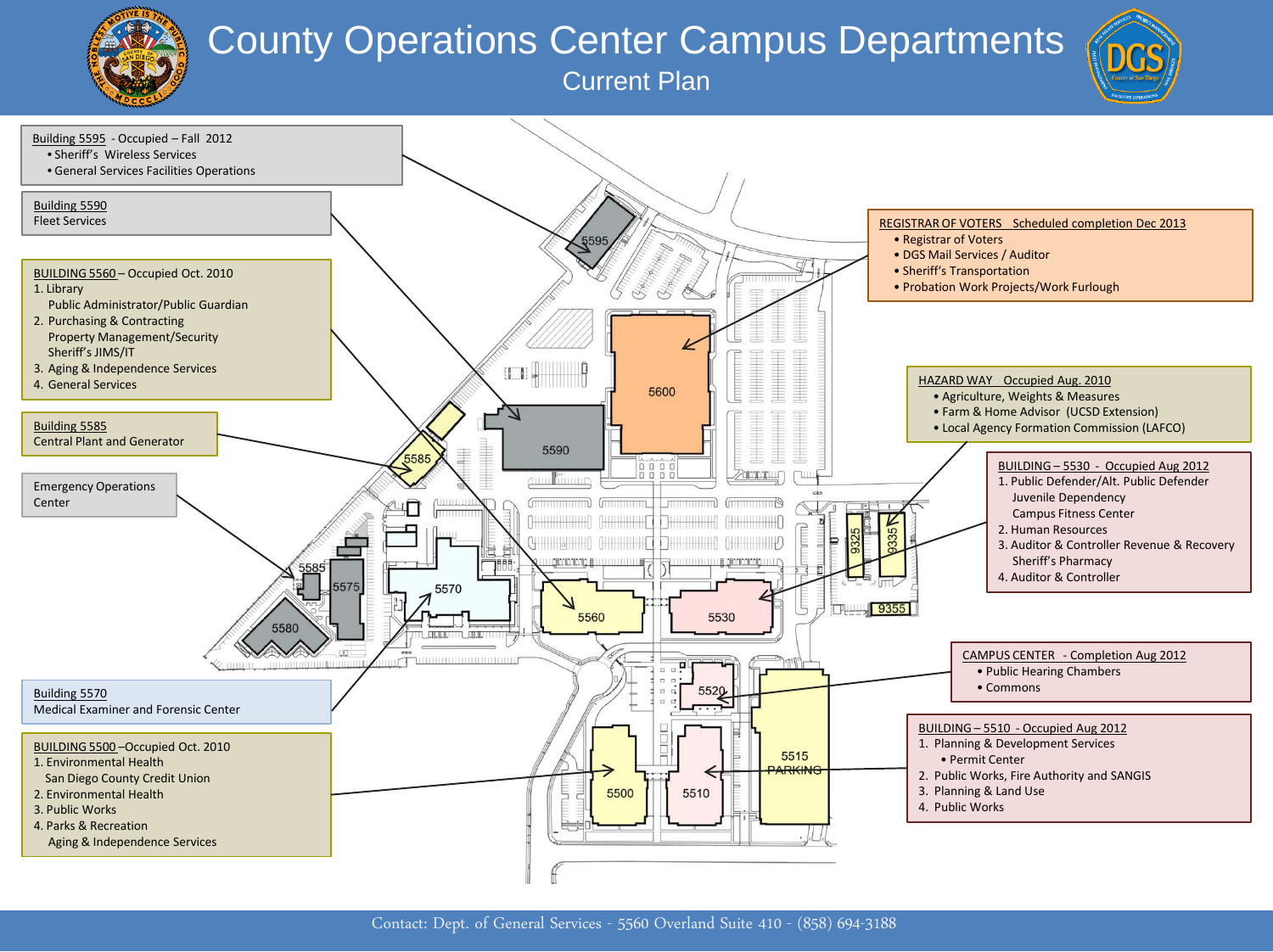# County Operations Center Campus Departments

## Current Plan

**Building 5595** - Occupied – Fall 2012
- Sheriff's Wireless Services
- General Services Facilities Operations

**Building 5590**
Fleet Services

**BUILDING 5560** – Occupied Oct. 2010
1. Library
   Public Administrator/Public Guardian
2. Purchasing & Contracting
   Property Management/Security
   Sheriff's JIMS/IT
3. Aging & Independence Services
4. General Services

**Building 5585**
Central Plant and Generator

Emergency Operations Center

**Building 5570**
Medical Examiner and Forensic Center

**BUILDING 5500** –Occupied Oct. 2010
1. Environmental Health
   San Diego County Credit Union
2. Environmental Health
3. Public Works
4. Parks & Recreation
   Aging & Independence Services

**REGISTRAR OF VOTERS** Scheduled completion Dec 2013
- Registrar of Voters
- DGS Mail Services / Auditor
- Sheriff's Transportation
- Probation Work Projects/Work Furlough

**HAZARD WAY** Occupied Aug. 2010
- Agriculture, Weights & Measures
- Farm & Home Advisor (UCSD Extension)
- Local Agency Formation Commission (LAFCO)

**BUILDING – 5530** - Occupied Aug 2012
1. Public Defender/Alt. Public Defender
   Juvenile Dependency
   Campus Fitness Center
2. Human Resources
3. Auditor & Controller Revenue & Recovery
   Sheriff's Pharmacy
4. Auditor & Controller

**CAMPUS CENTER** - Completion Aug 2012
- Public Hearing Chambers
- Commons

**BUILDING – 5510** - Occupied Aug 2012
1. Planning & Development Services
   - Permit Center
2. Public Works, Fire Authority and SANGIS
3. Planning & Land Use
4. Public Works

5595
5590
5600
5585
5585
5575
5570
5580
5560
5530
9325
9335
9355
5520
5515 PARKING
5500
5510

Contact: Dept. of General Services - 5560 Overland Suite 410 - (858) 694-3188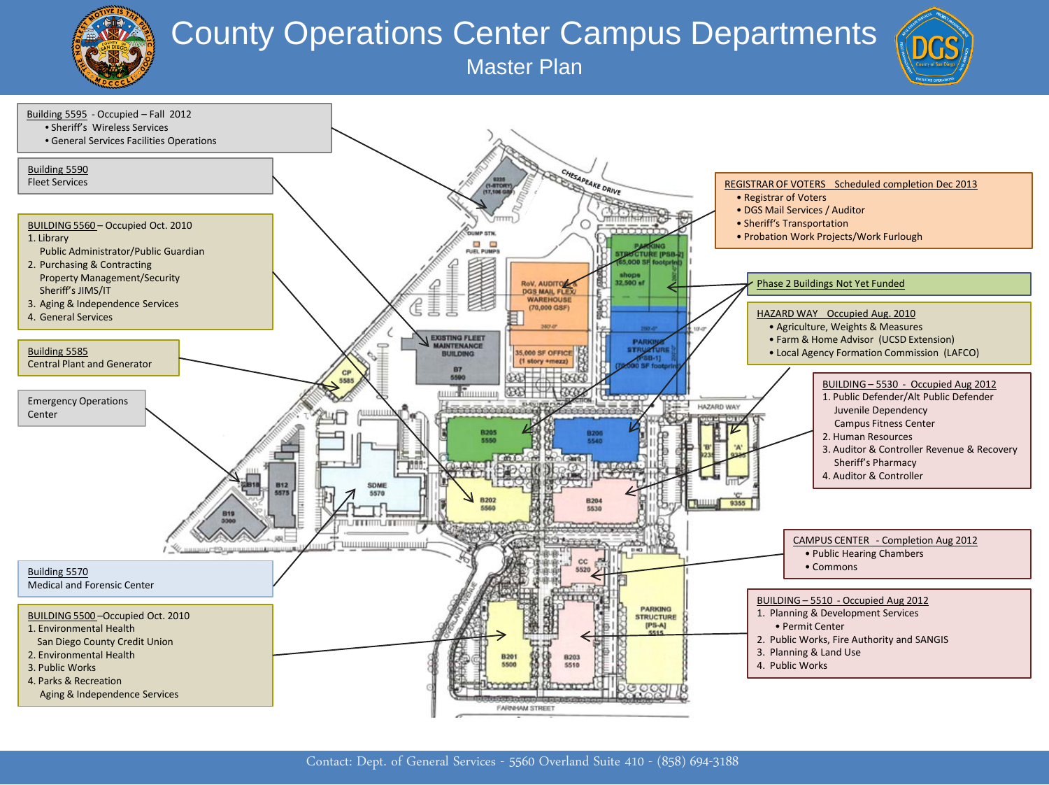# County Operations Center Campus Departments

## Master Plan

**Building 5595** - Occupied – Fall 2012
- Sheriff's Wireless Services
- General Services Facilities Operations

**Building 5590**
Fleet Services

**BUILDING 5560** – Occupied Oct. 2010
1. Library
   Public Administrator/Public Guardian
2. Purchasing & Contracting
   Property Management/Security
   Sheriff's JIMS/IT
3. Aging & Independence Services
4. General Services

**Building 5585**
Central Plant and Generator

Emergency Operations Center

**Building 5570**
Medical and Forensic Center

**BUILDING 5500** –Occupied Oct. 2010
1. Environmental Health
   San Diego County Credit Union
2. Environmental Health
3. Public Works
4. Parks & Recreation
   Aging & Independence Services

**REGISTRAR OF VOTERS** Scheduled completion Dec 2013
- Registrar of Voters
- DGS Mail Services / Auditor
- Sheriff's Transportation
- Probation Work Projects/Work Furlough

**Phase 2 Buildings Not Yet Funded**

**HAZARD WAY** Occupied Aug. 2010
- Agriculture, Weights & Measures
- Farm & Home Advisor (UCSD Extension)
- Local Agency Formation Commission (LAFCO)

**BUILDING – 5530** - Occupied Aug 2012
1. Public Defender/Alt Public Defender
   Juvenile Dependency
   Campus Fitness Center
2. Human Resources
3. Auditor & Controller Revenue & Recovery
   Sheriff's Pharmacy
4. Auditor & Controller

**CAMPUS CENTER** - Completion Aug 2012
- Public Hearing Chambers
- Commons

**BUILDING – 5510** - Occupied Aug 2012
1. Planning & Development Services
   - Permit Center
2. Public Works, Fire Authority and SANGIS
3. Planning & Land Use
4. Public Works

Contact: Dept. of General Services - 5560 Overland Suite 410 - (858) 694-3188